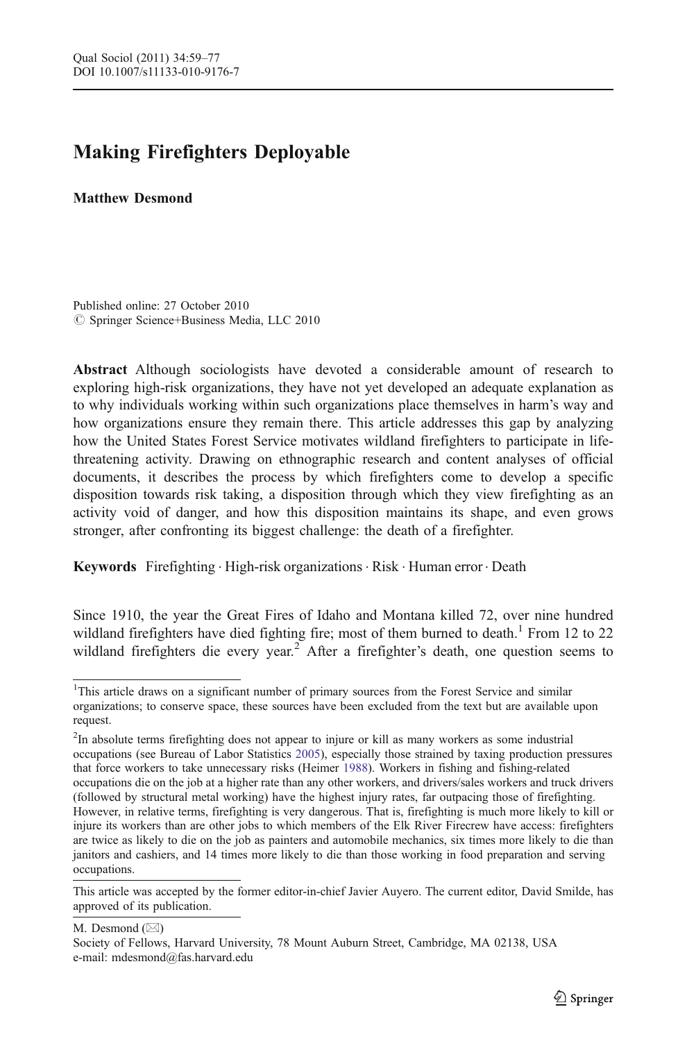# Making Firefighters Deployable

**Matthew Desmond**

Published online: 27 October 2010
© Springer Science+Business Media, LLC 2010

**Abstract** Although sociologists have devoted a considerable amount of research to exploring high-risk organizations, they have not yet developed an adequate explanation as to why individuals working within such organizations place themselves in harm's way and how organizations ensure they remain there. This article addresses this gap by analyzing how the United States Forest Service motivates wildland firefighters to participate in life-threatening activity. Drawing on ethnographic research and content analyses of official documents, it describes the process by which firefighters come to develop a specific disposition towards risk taking, a disposition through which they view firefighting as an activity void of danger, and how this disposition maintains its shape, and even grows stronger, after confronting its biggest challenge: the death of a firefighter.

**Keywords** Firefighting · High-risk organizations · Risk · Human error · Death

Since 1910, the year the Great Fires of Idaho and Montana killed 72, over nine hundred wildland firefighters have died fighting fire; most of them burned to death.[1] From 12 to 22 wildland firefighters die every year.[2] After a firefighter's death, one question seems to

---

[1] This article draws on a significant number of primary sources from the Forest Service and similar organizations; to conserve space, these sources have been excluded from the text but are available upon request.

[2] In absolute terms firefighting does not appear to injure or kill as many workers as some industrial occupations (see Bureau of Labor Statistics 2005), especially those strained by taxing production pressures that force workers to take unnecessary risks (Heimer 1988). Workers in fishing and fishing-related occupations die on the job at a higher rate than any other workers, and drivers/sales workers and truck drivers (followed by structural metal working) have the highest injury rates, far outpacing those of firefighting. However, in relative terms, firefighting is very dangerous. That is, firefighting is much more likely to kill or injure its workers than are other jobs to which members of the Elk River Firecrew have access: firefighters are twice as likely to die on the job as painters and automobile mechanics, six times more likely to die than janitors and cashiers, and 14 times more likely to die than those working in food preparation and serving occupations.

This article was accepted by the former editor-in-chief Javier Auyero. The current editor, David Smilde, has approved of its publication.

M. Desmond (✉)
Society of Fellows, Harvard University, 78 Mount Auburn Street, Cambridge, MA 02138, USA
e-mail: mdesmond@fas.harvard.edu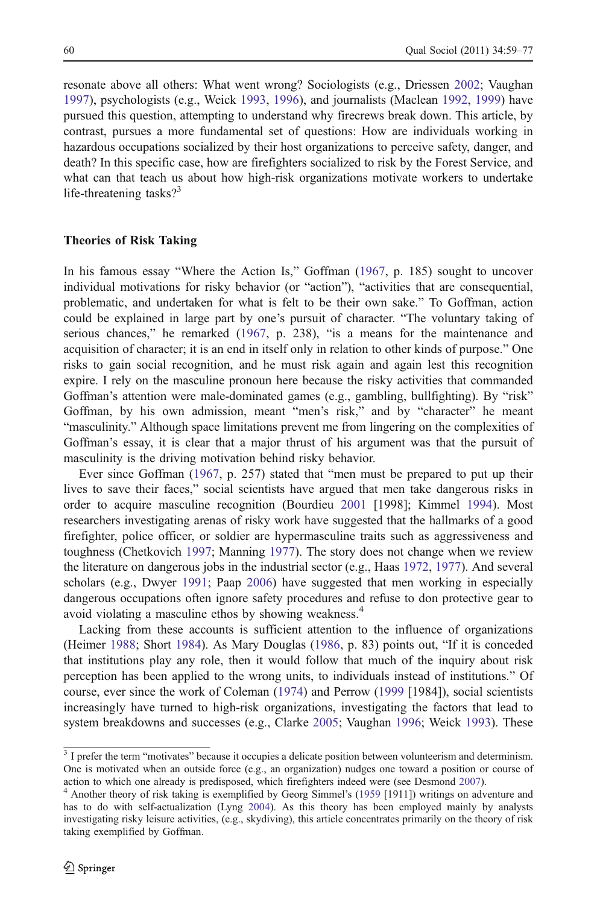resonate above all others: What went wrong? Sociologists (e.g., Driessen 2002; Vaughan 1997), psychologists (e.g., Weick 1993, 1996), and journalists (Maclean 1992, 1999) have pursued this question, attempting to understand why firecrews break down. This article, by contrast, pursues a more fundamental set of questions: How are individuals working in hazardous occupations socialized by their host organizations to perceive safety, danger, and death? In this specific case, how are firefighters socialized to risk by the Forest Service, and what can that teach us about how high-risk organizations motivate workers to undertake life-threatening tasks?[3]

## Theories of Risk Taking

In his famous essay "Where the Action Is," Goffman (1967, p. 185) sought to uncover individual motivations for risky behavior (or "action"), "activities that are consequential, problematic, and undertaken for what is felt to be their own sake." To Goffman, action could be explained in large part by one's pursuit of character. "The voluntary taking of serious chances," he remarked (1967, p. 238), "is a means for the maintenance and acquisition of character; it is an end in itself only in relation to other kinds of purpose." One risks to gain social recognition, and he must risk again and again lest this recognition expire. I rely on the masculine pronoun here because the risky activities that commanded Goffman's attention were male-dominated games (e.g., gambling, bullfighting). By "risk" Goffman, by his own admission, meant "men's risk," and by "character" he meant "masculinity." Although space limitations prevent me from lingering on the complexities of Goffman's essay, it is clear that a major thrust of his argument was that the pursuit of masculinity is the driving motivation behind risky behavior.

Ever since Goffman (1967, p. 257) stated that "men must be prepared to put up their lives to save their faces," social scientists have argued that men take dangerous risks in order to acquire masculine recognition (Bourdieu 2001 [1998]; Kimmel 1994). Most researchers investigating arenas of risky work have suggested that the hallmarks of a good firefighter, police officer, or soldier are hypermasculine traits such as aggressiveness and toughness (Chetkovich 1997; Manning 1977). The story does not change when we review the literature on dangerous jobs in the industrial sector (e.g., Haas 1972, 1977). And several scholars (e.g., Dwyer 1991; Paap 2006) have suggested that men working in especially dangerous occupations often ignore safety procedures and refuse to don protective gear to avoid violating a masculine ethos by showing weakness.[4]

Lacking from these accounts is sufficient attention to the influence of organizations (Heimer 1988; Short 1984). As Mary Douglas (1986, p. 83) points out, "If it is conceded that institutions play any role, then it would follow that much of the inquiry about risk perception has been applied to the wrong units, to individuals instead of institutions." Of course, ever since the work of Coleman (1974) and Perrow (1999 [1984]), social scientists increasingly have turned to high-risk organizations, investigating the factors that lead to system breakdowns and successes (e.g., Clarke 2005; Vaughan 1996; Weick 1993). These

[3] I prefer the term "motivates" because it occupies a delicate position between volunteerism and determinism. One is motivated when an outside force (e.g., an organization) nudges one toward a position or course of action to which one already is predisposed, which firefighters indeed were (see Desmond 2007).

[4] Another theory of risk taking is exemplified by Georg Simmel's (1959 [1911]) writings on adventure and has to do with self-actualization (Lyng 2004). As this theory has been employed mainly by analysts investigating risky leisure activities, (e.g., skydiving), this article concentrates primarily on the theory of risk taking exemplified by Goffman.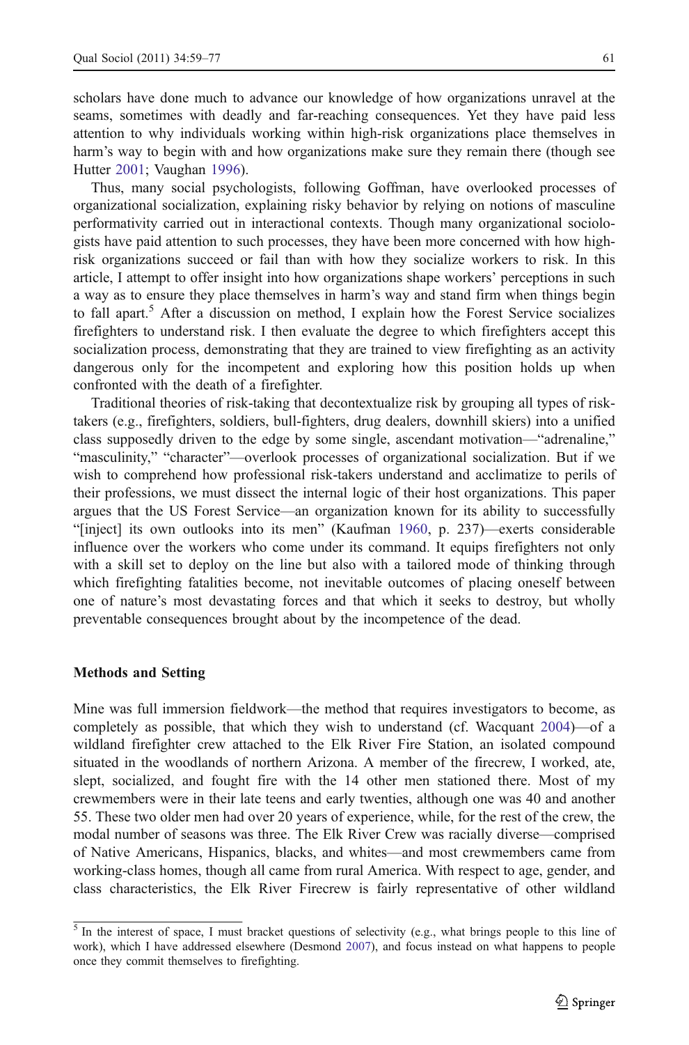scholars have done much to advance our knowledge of how organizations unravel at the seams, sometimes with deadly and far-reaching consequences. Yet they have paid less attention to why individuals working within high-risk organizations place themselves in harm's way to begin with and how organizations make sure they remain there (though see Hutter 2001; Vaughan 1996).

Thus, many social psychologists, following Goffman, have overlooked processes of organizational socialization, explaining risky behavior by relying on notions of masculine performativity carried out in interactional contexts. Though many organizational sociologists have paid attention to such processes, they have been more concerned with how high-risk organizations succeed or fail than with how they socialize workers to risk. In this article, I attempt to offer insight into how organizations shape workers' perceptions in such a way as to ensure they place themselves in harm's way and stand firm when things begin to fall apart.[5] After a discussion on method, I explain how the Forest Service socializes firefighters to understand risk. I then evaluate the degree to which firefighters accept this socialization process, demonstrating that they are trained to view firefighting as an activity dangerous only for the incompetent and exploring how this position holds up when confronted with the death of a firefighter.

Traditional theories of risk-taking that decontextualize risk by grouping all types of risk-takers (e.g., firefighters, soldiers, bull-fighters, drug dealers, downhill skiers) into a unified class supposedly driven to the edge by some single, ascendant motivation—"adrenaline," "masculinity," "character"—overlook processes of organizational socialization. But if we wish to comprehend how professional risk-takers understand and acclimatize to perils of their professions, we must dissect the internal logic of their host organizations. This paper argues that the US Forest Service—an organization known for its ability to successfully "[inject] its own outlooks into its men" (Kaufman 1960, p. 237)—exerts considerable influence over the workers who come under its command. It equips firefighters not only with a skill set to deploy on the line but also with a tailored mode of thinking through which firefighting fatalities become, not inevitable outcomes of placing oneself between one of nature's most devastating forces and that which it seeks to destroy, but wholly preventable consequences brought about by the incompetence of the dead.

## Methods and Setting

Mine was full immersion fieldwork—the method that requires investigators to become, as completely as possible, that which they wish to understand (cf. Wacquant 2004)—of a wildland firefighter crew attached to the Elk River Fire Station, an isolated compound situated in the woodlands of northern Arizona. A member of the firecrew, I worked, ate, slept, socialized, and fought fire with the 14 other men stationed there. Most of my crewmembers were in their late teens and early twenties, although one was 40 and another 55. These two older men had over 20 years of experience, while, for the rest of the crew, the modal number of seasons was three. The Elk River Crew was racially diverse—comprised of Native Americans, Hispanics, blacks, and whites—and most crewmembers came from working-class homes, though all came from rural America. With respect to age, gender, and class characteristics, the Elk River Firecrew is fairly representative of other wildland

[5] In the interest of space, I must bracket questions of selectivity (e.g., what brings people to this line of work), which I have addressed elsewhere (Desmond 2007), and focus instead on what happens to people once they commit themselves to firefighting.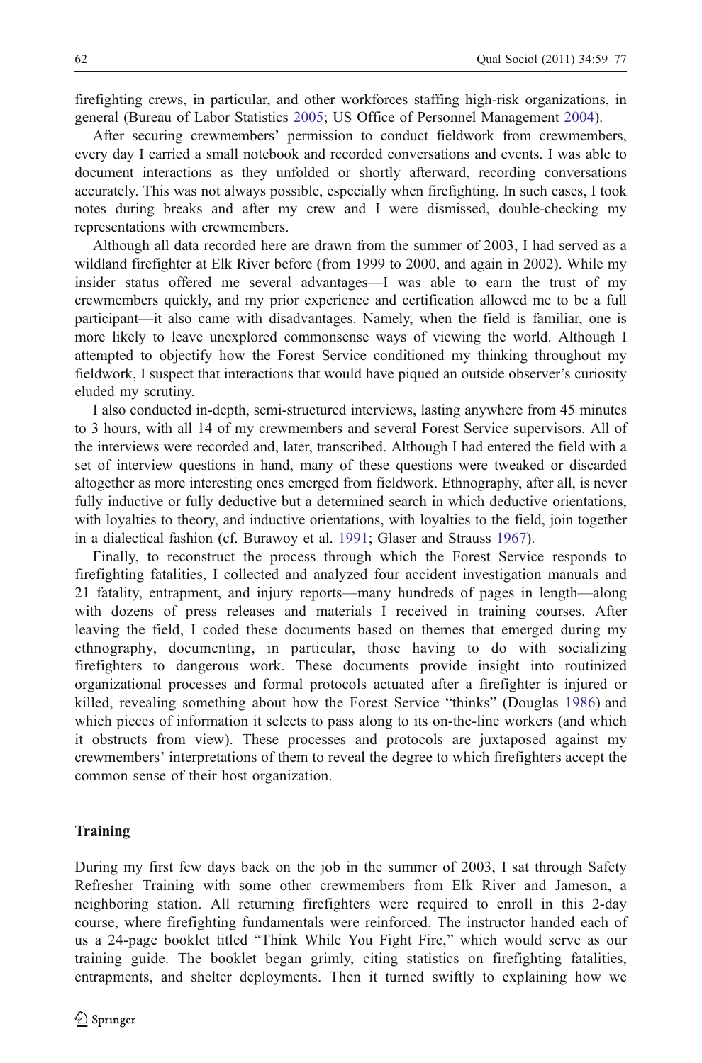firefighting crews, in particular, and other workforces staffing high-risk organizations, in general (Bureau of Labor Statistics 2005; US Office of Personnel Management 2004).

After securing crewmembers' permission to conduct fieldwork from crewmembers, every day I carried a small notebook and recorded conversations and events. I was able to document interactions as they unfolded or shortly afterward, recording conversations accurately. This was not always possible, especially when firefighting. In such cases, I took notes during breaks and after my crew and I were dismissed, double-checking my representations with crewmembers.

Although all data recorded here are drawn from the summer of 2003, I had served as a wildland firefighter at Elk River before (from 1999 to 2000, and again in 2002). While my insider status offered me several advantages—I was able to earn the trust of my crewmembers quickly, and my prior experience and certification allowed me to be a full participant—it also came with disadvantages. Namely, when the field is familiar, one is more likely to leave unexplored commonsense ways of viewing the world. Although I attempted to objectify how the Forest Service conditioned my thinking throughout my fieldwork, I suspect that interactions that would have piqued an outside observer's curiosity eluded my scrutiny.

I also conducted in-depth, semi-structured interviews, lasting anywhere from 45 minutes to 3 hours, with all 14 of my crewmembers and several Forest Service supervisors. All of the interviews were recorded and, later, transcribed. Although I had entered the field with a set of interview questions in hand, many of these questions were tweaked or discarded altogether as more interesting ones emerged from fieldwork. Ethnography, after all, is never fully inductive or fully deductive but a determined search in which deductive orientations, with loyalties to theory, and inductive orientations, with loyalties to the field, join together in a dialectical fashion (cf. Burawoy et al. 1991; Glaser and Strauss 1967).

Finally, to reconstruct the process through which the Forest Service responds to firefighting fatalities, I collected and analyzed four accident investigation manuals and 21 fatality, entrapment, and injury reports—many hundreds of pages in length—along with dozens of press releases and materials I received in training courses. After leaving the field, I coded these documents based on themes that emerged during my ethnography, documenting, in particular, those having to do with socializing firefighters to dangerous work. These documents provide insight into routinized organizational processes and formal protocols actuated after a firefighter is injured or killed, revealing something about how the Forest Service "thinks" (Douglas 1986) and which pieces of information it selects to pass along to its on-the-line workers (and which it obstructs from view). These processes and protocols are juxtaposed against my crewmembers' interpretations of them to reveal the degree to which firefighters accept the common sense of their host organization.

## Training

During my first few days back on the job in the summer of 2003, I sat through Safety Refresher Training with some other crewmembers from Elk River and Jameson, a neighboring station. All returning firefighters were required to enroll in this 2-day course, where firefighting fundamentals were reinforced. The instructor handed each of us a 24-page booklet titled "Think While You Fight Fire," which would serve as our training guide. The booklet began grimly, citing statistics on firefighting fatalities, entrapments, and shelter deployments. Then it turned swiftly to explaining how we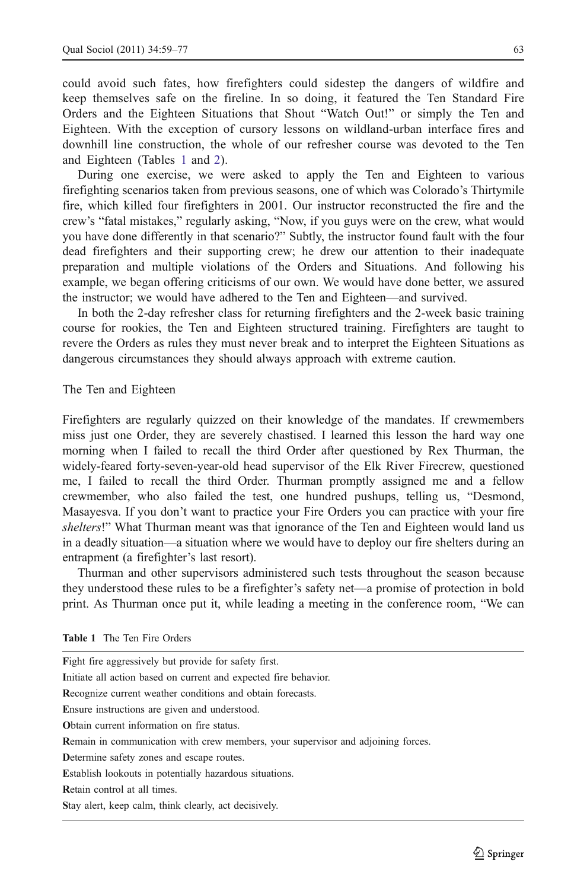could avoid such fates, how firefighters could sidestep the dangers of wildfire and keep themselves safe on the fireline. In so doing, it featured the Ten Standard Fire Orders and the Eighteen Situations that Shout "Watch Out!" or simply the Ten and Eighteen. With the exception of cursory lessons on wildland-urban interface fires and downhill line construction, the whole of our refresher course was devoted to the Ten and Eighteen (Tables 1 and 2).

During one exercise, we were asked to apply the Ten and Eighteen to various firefighting scenarios taken from previous seasons, one of which was Colorado's Thirtymile fire, which killed four firefighters in 2001. Our instructor reconstructed the fire and the crew's "fatal mistakes," regularly asking, "Now, if you guys were on the crew, what would you have done differently in that scenario?" Subtly, the instructor found fault with the four dead firefighters and their supporting crew; he drew our attention to their inadequate preparation and multiple violations of the Orders and Situations. And following his example, we began offering criticisms of our own. We would have done better, we assured the instructor; we would have adhered to the Ten and Eighteen—and survived.

In both the 2-day refresher class for returning firefighters and the 2-week basic training course for rookies, the Ten and Eighteen structured training. Firefighters are taught to revere the Orders as rules they must never break and to interpret the Eighteen Situations as dangerous circumstances they should always approach with extreme caution.

## The Ten and Eighteen

Firefighters are regularly quizzed on their knowledge of the mandates. If crewmembers miss just one Order, they are severely chastised. I learned this lesson the hard way one morning when I failed to recall the third Order after questioned by Rex Thurman, the widely-feared forty-seven-year-old head supervisor of the Elk River Firecrew, questioned me, I failed to recall the third Order. Thurman promptly assigned me and a fellow crewmember, who also failed the test, one hundred pushups, telling us, "Desmond, Masayesva. If you don't want to practice your Fire Orders you can practice with your fire *shelters*!" What Thurman meant was that ignorance of the Ten and Eighteen would land us in a deadly situation—a situation where we would have to deploy our fire shelters during an entrapment (a firefighter's last resort).

Thurman and other supervisors administered such tests throughout the season because they understood these rules to be a firefighter's safety net—a promise of protection in bold print. As Thurman once put it, while leading a meeting in the conference room, "We can

**Table 1** The Ten Fire Orders

| |
|---|
| **F**ight fire aggressively but provide for safety first. |
| **I**nitiate all action based on current and expected fire behavior. |
| **R**ecognize current weather conditions and obtain forecasts. |
| **E**nsure instructions are given and understood. |
| **O**btain current information on fire status. |
| **R**emain in communication with crew members, your supervisor and adjoining forces. |
| **D**etermine safety zones and escape routes. |
| **E**stablish lookouts in potentially hazardous situations. |
| **R**etain control at all times. |
| **S**tay alert, keep calm, think clearly, act decisively. |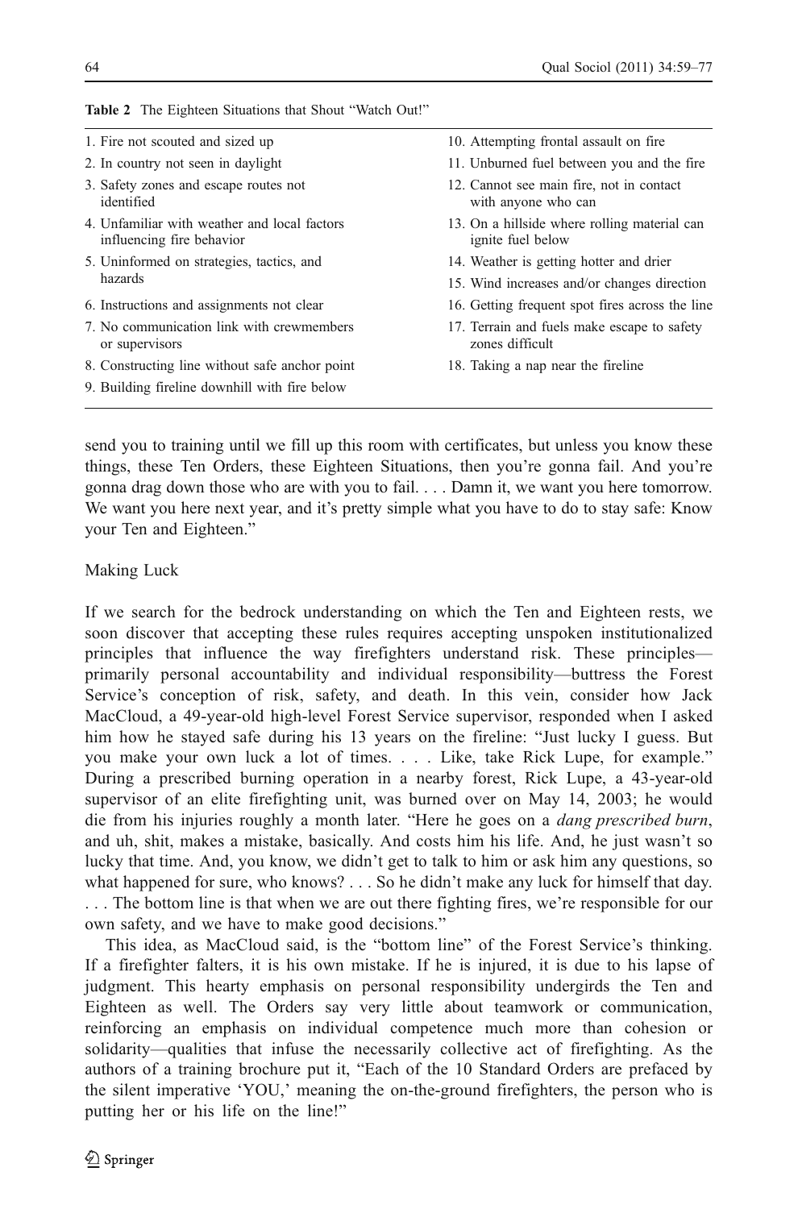**Table 2** The Eighteen Situations that Shout "Watch Out!"

| | |
|---|---|
| 1. Fire not scouted and sized up | 10. Attempting frontal assault on fire |
| 2. In country not seen in daylight | 11. Unburned fuel between you and the fire |
| 3. Safety zones and escape routes not identified | 12. Cannot see main fire, not in contact with anyone who can |
| 4. Unfamiliar with weather and local factors influencing fire behavior | 13. On a hillside where rolling material can ignite fuel below |
| 5. Uninformed on strategies, tactics, and hazards | 14. Weather is getting hotter and drier |
| | 15. Wind increases and/or changes direction |
| 6. Instructions and assignments not clear | 16. Getting frequent spot fires across the line |
| 7. No communication link with crewmembers or supervisors | 17. Terrain and fuels make escape to safety zones difficult |
| 8. Constructing line without safe anchor point | 18. Taking a nap near the fireline |
| 9. Building fireline downhill with fire below | |

send you to training until we fill up this room with certificates, but unless you know these things, these Ten Orders, these Eighteen Situations, then you're gonna fail. And you're gonna drag down those who are with you to fail. . . . Damn it, we want you here tomorrow. We want you here next year, and it's pretty simple what you have to do to stay safe: Know your Ten and Eighteen."

## Making Luck

If we search for the bedrock understanding on which the Ten and Eighteen rests, we soon discover that accepting these rules requires accepting unspoken institutionalized principles that influence the way firefighters understand risk. These principles—primarily personal accountability and individual responsibility—buttress the Forest Service's conception of risk, safety, and death. In this vein, consider how Jack MacCloud, a 49-year-old high-level Forest Service supervisor, responded when I asked him how he stayed safe during his 13 years on the fireline: "Just lucky I guess. But you make your own luck a lot of times. . . . Like, take Rick Lupe, for example." During a prescribed burning operation in a nearby forest, Rick Lupe, a 43-year-old supervisor of an elite firefighting unit, was burned over on May 14, 2003; he would die from his injuries roughly a month later. "Here he goes on a *dang prescribed burn*, and uh, shit, makes a mistake, basically. And costs him his life. And, he just wasn't so lucky that time. And, you know, we didn't get to talk to him or ask him any questions, so what happened for sure, who knows? . . . So he didn't make any luck for himself that day. . . . The bottom line is that when we are out there fighting fires, we're responsible for our own safety, and we have to make good decisions."

This idea, as MacCloud said, is the "bottom line" of the Forest Service's thinking. If a firefighter falters, it is his own mistake. If he is injured, it is due to his lapse of judgment. This hearty emphasis on personal responsibility undergirds the Ten and Eighteen as well. The Orders say very little about teamwork or communication, reinforcing an emphasis on individual competence much more than cohesion or solidarity—qualities that infuse the necessarily collective act of firefighting. As the authors of a training brochure put it, "Each of the 10 Standard Orders are prefaced by the silent imperative 'YOU,' meaning the on-the-ground firefighters, the person who is putting her or his life on the line!"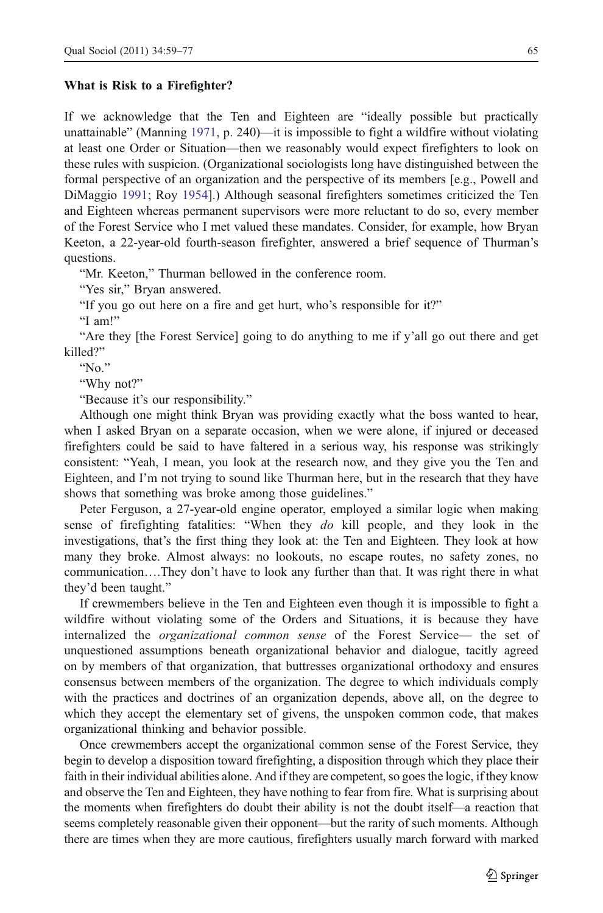### What is Risk to a Firefighter?

If we acknowledge that the Ten and Eighteen are "ideally possible but practically unattainable" (Manning 1971, p. 240)—it is impossible to fight a wildfire without violating at least one Order or Situation—then we reasonably would expect firefighters to look on these rules with suspicion. (Organizational sociologists long have distinguished between the formal perspective of an organization and the perspective of its members [e.g., Powell and DiMaggio 1991; Roy 1954].) Although seasonal firefighters sometimes criticized the Ten and Eighteen whereas permanent supervisors were more reluctant to do so, every member of the Forest Service who I met valued these mandates. Consider, for example, how Bryan Keeton, a 22-year-old fourth-season firefighter, answered a brief sequence of Thurman's questions.

"Mr. Keeton," Thurman bellowed in the conference room.

"Yes sir," Bryan answered.

"If you go out here on a fire and get hurt, who's responsible for it?"

"I am!"

"Are they [the Forest Service] going to do anything to me if y'all go out there and get killed?"

"No."

"Why not?"

"Because it's our responsibility."

Although one might think Bryan was providing exactly what the boss wanted to hear, when I asked Bryan on a separate occasion, when we were alone, if injured or deceased firefighters could be said to have faltered in a serious way, his response was strikingly consistent: "Yeah, I mean, you look at the research now, and they give you the Ten and Eighteen, and I'm not trying to sound like Thurman here, but in the research that they have shows that something was broke among those guidelines."

Peter Ferguson, a 27-year-old engine operator, employed a similar logic when making sense of firefighting fatalities: "When they *do* kill people, and they look in the investigations, that's the first thing they look at: the Ten and Eighteen. They look at how many they broke. Almost always: no lookouts, no escape routes, no safety zones, no communication….They don't have to look any further than that. It was right there in what they'd been taught."

If crewmembers believe in the Ten and Eighteen even though it is impossible to fight a wildfire without violating some of the Orders and Situations, it is because they have internalized the *organizational common sense* of the Forest Service— the set of unquestioned assumptions beneath organizational behavior and dialogue, tacitly agreed on by members of that organization, that buttresses organizational orthodoxy and ensures consensus between members of the organization. The degree to which individuals comply with the practices and doctrines of an organization depends, above all, on the degree to which they accept the elementary set of givens, the unspoken common code, that makes organizational thinking and behavior possible.

Once crewmembers accept the organizational common sense of the Forest Service, they begin to develop a disposition toward firefighting, a disposition through which they place their faith in their individual abilities alone. And if they are competent, so goes the logic, if they know and observe the Ten and Eighteen, they have nothing to fear from fire. What is surprising about the moments when firefighters do doubt their ability is not the doubt itself—a reaction that seems completely reasonable given their opponent—but the rarity of such moments. Although there are times when they are more cautious, firefighters usually march forward with marked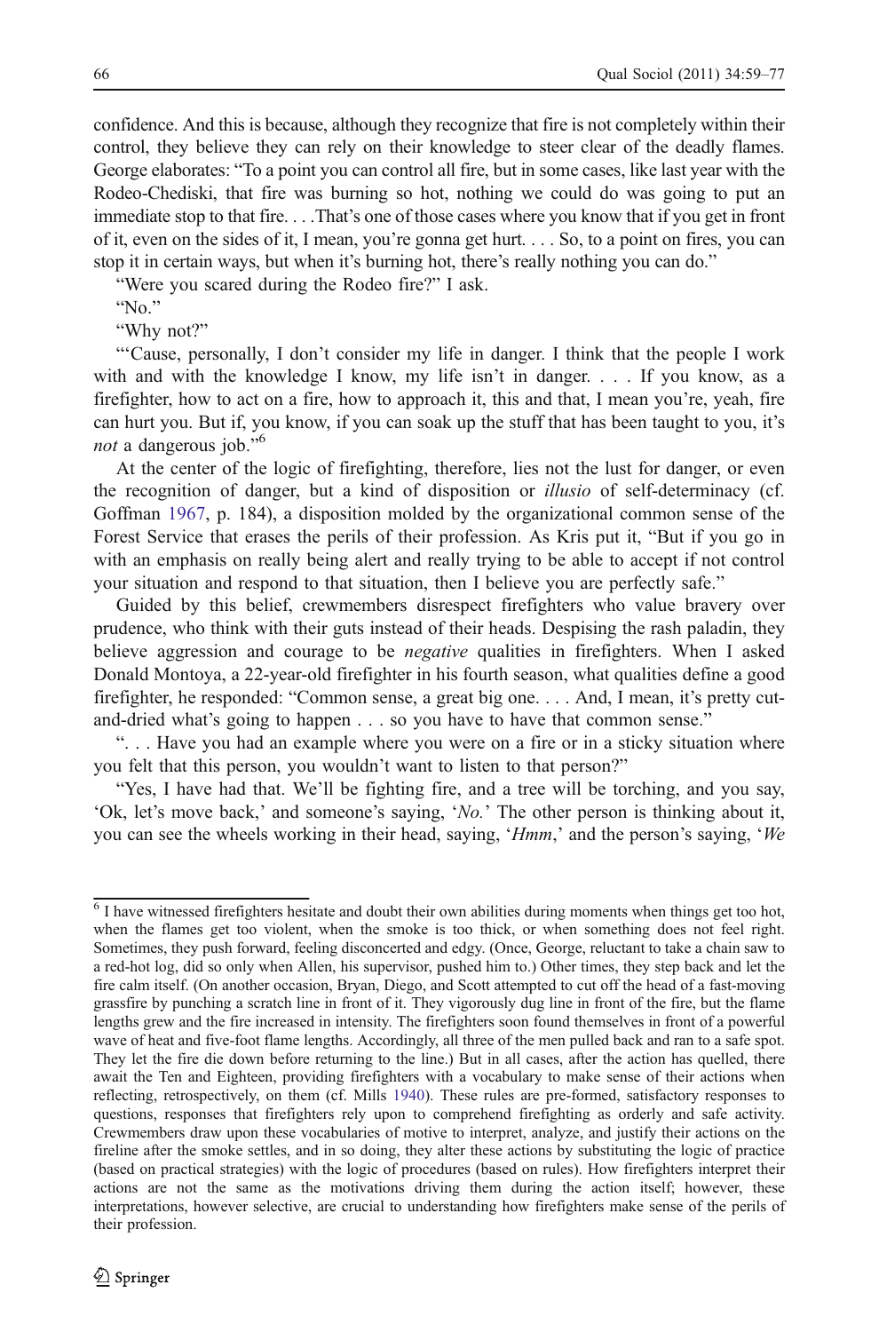confidence. And this is because, although they recognize that fire is not completely within their control, they believe they can rely on their knowledge to steer clear of the deadly flames. George elaborates: "To a point you can control all fire, but in some cases, like last year with the Rodeo-Chediski, that fire was burning so hot, nothing we could do was going to put an immediate stop to that fire. . . .That's one of those cases where you know that if you get in front of it, even on the sides of it, I mean, you're gonna get hurt. . . . So, to a point on fires, you can stop it in certain ways, but when it's burning hot, there's really nothing you can do."

"Were you scared during the Rodeo fire?" I ask.

"No."

"Why not?"

"'Cause, personally, I don't consider my life in danger. I think that the people I work with and with the knowledge I know, my life isn't in danger. . . . If you know, as a firefighter, how to act on a fire, how to approach it, this and that, I mean you're, yeah, fire can hurt you. But if, you know, if you can soak up the stuff that has been taught to you, it's *not* a dangerous job."[6]

At the center of the logic of firefighting, therefore, lies not the lust for danger, or even the recognition of danger, but a kind of disposition or *illusio* of self-determinacy (cf. Goffman 1967, p. 184), a disposition molded by the organizational common sense of the Forest Service that erases the perils of their profession. As Kris put it, "But if you go in with an emphasis on really being alert and really trying to be able to accept if not control your situation and respond to that situation, then I believe you are perfectly safe."

Guided by this belief, crewmembers disrespect firefighters who value bravery over prudence, who think with their guts instead of their heads. Despising the rash paladin, they believe aggression and courage to be *negative* qualities in firefighters. When I asked Donald Montoya, a 22-year-old firefighter in his fourth season, what qualities define a good firefighter, he responded: "Common sense, a great big one. . . . And, I mean, it's pretty cut-and-dried what's going to happen . . . so you have to have that common sense."

". . . Have you had an example where you were on a fire or in a sticky situation where you felt that this person, you wouldn't want to listen to that person?"

"Yes, I have had that. We'll be fighting fire, and a tree will be torching, and you say, 'Ok, let's move back,' and someone's saying, '*No.*' The other person is thinking about it, you can see the wheels working in their head, saying, '*Hmm*,' and the person's saying, '*We*

---

[6] I have witnessed firefighters hesitate and doubt their own abilities during moments when things get too hot, when the flames get too violent, when the smoke is too thick, or when something does not feel right. Sometimes, they push forward, feeling disconcerted and edgy. (Once, George, reluctant to take a chain saw to a red-hot log, did so only when Allen, his supervisor, pushed him to.) Other times, they step back and let the fire calm itself. (On another occasion, Bryan, Diego, and Scott attempted to cut off the head of a fast-moving grassfire by punching a scratch line in front of it. They vigorously dug line in front of the fire, but the flame lengths grew and the fire increased in intensity. The firefighters soon found themselves in front of a powerful wave of heat and five-foot flame lengths. Accordingly, all three of the men pulled back and ran to a safe spot. They let the fire die down before returning to the line.) But in all cases, after the action has quelled, there await the Ten and Eighteen, providing firefighters with a vocabulary to make sense of their actions when reflecting, retrospectively, on them (cf. Mills 1940). These rules are pre-formed, satisfactory responses to questions, responses that firefighters rely upon to comprehend firefighting as orderly and safe activity. Crewmembers draw upon these vocabularies of motive to interpret, analyze, and justify their actions on the fireline after the smoke settles, and in so doing, they alter these actions by substituting the logic of practice (based on practical strategies) with the logic of procedures (based on rules). How firefighters interpret their actions are not the same as the motivations driving them during the action itself; however, these interpretations, however selective, are crucial to understanding how firefighters make sense of the perils of their profession.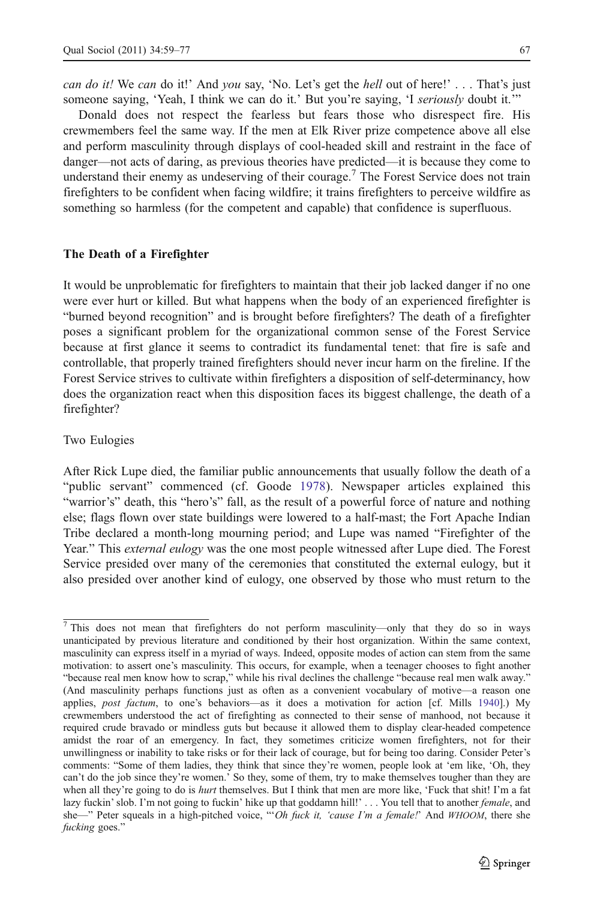*can do it!* We *can* do it!' And *you* say, 'No. Let's get the *hell* out of here!' . . . That's just someone saying, 'Yeah, I think we can do it.' But you're saying, 'I *seriously* doubt it.'"

Donald does not respect the fearless but fears those who disrespect fire. His crewmembers feel the same way. If the men at Elk River prize competence above all else and perform masculinity through displays of cool-headed skill and restraint in the face of danger—not acts of daring, as previous theories have predicted—it is because they come to understand their enemy as undeserving of their courage.[7] The Forest Service does not train firefighters to be confident when facing wildfire; it trains firefighters to perceive wildfire as something so harmless (for the competent and capable) that confidence is superfluous.

## The Death of a Firefighter

It would be unproblematic for firefighters to maintain that their job lacked danger if no one were ever hurt or killed. But what happens when the body of an experienced firefighter is "burned beyond recognition" and is brought before firefighters? The death of a firefighter poses a significant problem for the organizational common sense of the Forest Service because at first glance it seems to contradict its fundamental tenet: that fire is safe and controllable, that properly trained firefighters should never incur harm on the fireline. If the Forest Service strives to cultivate within firefighters a disposition of self-determinancy, how does the organization react when this disposition faces its biggest challenge, the death of a firefighter?

### Two Eulogies

After Rick Lupe died, the familiar public announcements that usually follow the death of a "public servant" commenced (cf. Goode 1978). Newspaper articles explained this "warrior's" death, this "hero's" fall, as the result of a powerful force of nature and nothing else; flags flown over state buildings were lowered to a half-mast; the Fort Apache Indian Tribe declared a month-long mourning period; and Lupe was named "Firefighter of the Year." This *external eulogy* was the one most people witnessed after Lupe died. The Forest Service presided over many of the ceremonies that constituted the external eulogy, but it also presided over another kind of eulogy, one observed by those who must return to the

---

[7] This does not mean that firefighters do not perform masculinity—only that they do so in ways unanticipated by previous literature and conditioned by their host organization. Within the same context, masculinity can express itself in a myriad of ways. Indeed, opposite modes of action can stem from the same motivation: to assert one's masculinity. This occurs, for example, when a teenager chooses to fight another "because real men know how to scrap," while his rival declines the challenge "because real men walk away." (And masculinity perhaps functions just as often as a convenient vocabulary of motive—a reason one applies, *post factum*, to one's behaviors—as it does a motivation for action [cf. Mills 1940].) My crewmembers understood the act of firefighting as connected to their sense of manhood, not because it required crude bravado or mindless guts but because it allowed them to display clear-headed competence amidst the roar of an emergency. In fact, they sometimes criticize women firefighters, not for their unwillingness or inability to take risks or for their lack of courage, but for being too daring. Consider Peter's comments: "Some of them ladies, they think that since they're women, people look at 'em like, 'Oh, they can't do the job since they're women.' So they, some of them, try to make themselves tougher than they are when all they're going to do is *hurt* themselves. But I think that men are more like, 'Fuck that shit! I'm a fat lazy fuckin' slob. I'm not going to fuckin' hike up that goddamn hill!' . . . You tell that to another *female*, and she—" Peter squeals in a high-pitched voice, "'*Oh fuck it, 'cause I'm a female!*' And *WHOOM*, there she *fucking* goes."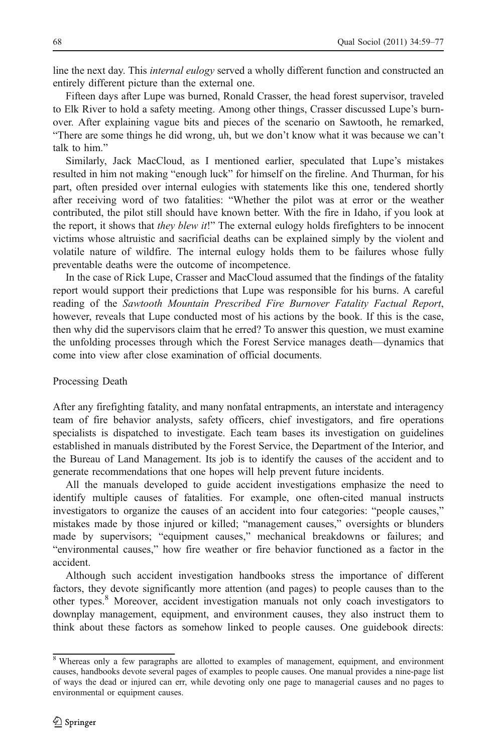line the next day. This *internal eulogy* served a wholly different function and constructed an entirely different picture than the external one.

Fifteen days after Lupe was burned, Ronald Crasser, the head forest supervisor, traveled to Elk River to hold a safety meeting. Among other things, Crasser discussed Lupe's burn-over. After explaining vague bits and pieces of the scenario on Sawtooth, he remarked, "There are some things he did wrong, uh, but we don't know what it was because we can't talk to him."

Similarly, Jack MacCloud, as I mentioned earlier, speculated that Lupe's mistakes resulted in him not making "enough luck" for himself on the fireline. And Thurman, for his part, often presided over internal eulogies with statements like this one, tendered shortly after receiving word of two fatalities: "Whether the pilot was at error or the weather contributed, the pilot still should have known better. With the fire in Idaho, if you look at the report, it shows that *they blew it*!" The external eulogy holds firefighters to be innocent victims whose altruistic and sacrificial deaths can be explained simply by the violent and volatile nature of wildfire. The internal eulogy holds them to be failures whose fully preventable deaths were the outcome of incompetence.

In the case of Rick Lupe, Crasser and MacCloud assumed that the findings of the fatality report would support their predictions that Lupe was responsible for his burns. A careful reading of the *Sawtooth Mountain Prescribed Fire Burnover Fatality Factual Report*, however, reveals that Lupe conducted most of his actions by the book. If this is the case, then why did the supervisors claim that he erred? To answer this question, we must examine the unfolding processes through which the Forest Service manages death—dynamics that come into view after close examination of official documents.

## Processing Death

After any firefighting fatality, and many nonfatal entrapments, an interstate and interagency team of fire behavior analysts, safety officers, chief investigators, and fire operations specialists is dispatched to investigate. Each team bases its investigation on guidelines established in manuals distributed by the Forest Service, the Department of the Interior, and the Bureau of Land Management. Its job is to identify the causes of the accident and to generate recommendations that one hopes will help prevent future incidents.

All the manuals developed to guide accident investigations emphasize the need to identify multiple causes of fatalities. For example, one often-cited manual instructs investigators to organize the causes of an accident into four categories: "people causes," mistakes made by those injured or killed; "management causes," oversights or blunders made by supervisors; "equipment causes," mechanical breakdowns or failures; and "environmental causes," how fire weather or fire behavior functioned as a factor in the accident.

Although such accident investigation handbooks stress the importance of different factors, they devote significantly more attention (and pages) to people causes than to the other types.[8] Moreover, accident investigation manuals not only coach investigators to downplay management, equipment, and environment causes, they also instruct them to think about these factors as somehow linked to people causes. One guidebook directs:

[8] Whereas only a few paragraphs are allotted to examples of management, equipment, and environment causes, handbooks devote several pages of examples to people causes. One manual provides a nine-page list of ways the dead or injured can err, while devoting only one page to managerial causes and no pages to environmental or equipment causes.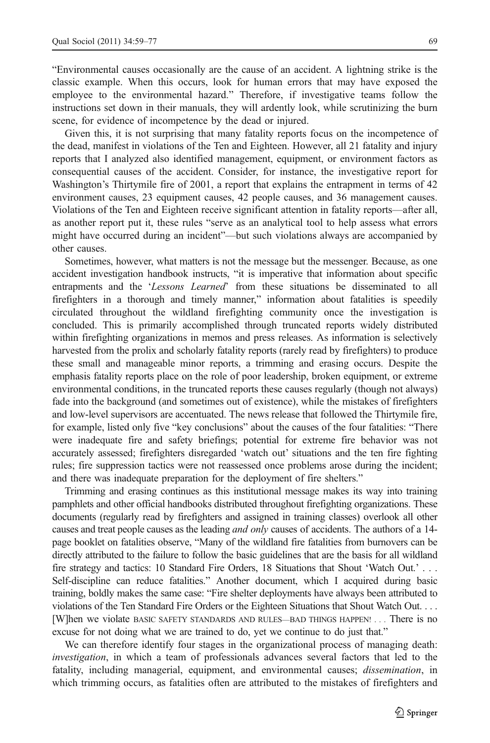"Environmental causes occasionally are the cause of an accident. A lightning strike is the classic example. When this occurs, look for human errors that may have exposed the employee to the environmental hazard." Therefore, if investigative teams follow the instructions set down in their manuals, they will ardently look, while scrutinizing the burn scene, for evidence of incompetence by the dead or injured.

Given this, it is not surprising that many fatality reports focus on the incompetence of the dead, manifest in violations of the Ten and Eighteen. However, all 21 fatality and injury reports that I analyzed also identified management, equipment, or environment factors as consequential causes of the accident. Consider, for instance, the investigative report for Washington's Thirtymile fire of 2001, a report that explains the entrapment in terms of 42 environment causes, 23 equipment causes, 42 people causes, and 36 management causes. Violations of the Ten and Eighteen receive significant attention in fatality reports—after all, as another report put it, these rules "serve as an analytical tool to help assess what errors might have occurred during an incident"—but such violations always are accompanied by other causes.

Sometimes, however, what matters is not the message but the messenger. Because, as one accident investigation handbook instructs, "it is imperative that information about specific entrapments and the '*Lessons Learned*' from these situations be disseminated to all firefighters in a thorough and timely manner," information about fatalities is speedily circulated throughout the wildland firefighting community once the investigation is concluded. This is primarily accomplished through truncated reports widely distributed within firefighting organizations in memos and press releases. As information is selectively harvested from the prolix and scholarly fatality reports (rarely read by firefighters) to produce these small and manageable minor reports, a trimming and erasing occurs. Despite the emphasis fatality reports place on the role of poor leadership, broken equipment, or extreme environmental conditions, in the truncated reports these causes regularly (though not always) fade into the background (and sometimes out of existence), while the mistakes of firefighters and low-level supervisors are accentuated. The news release that followed the Thirtymile fire, for example, listed only five "key conclusions" about the causes of the four fatalities: "There were inadequate fire and safety briefings; potential for extreme fire behavior was not accurately assessed; firefighters disregarded 'watch out' situations and the ten fire fighting rules; fire suppression tactics were not reassessed once problems arose during the incident; and there was inadequate preparation for the deployment of fire shelters."

Trimming and erasing continues as this institutional message makes its way into training pamphlets and other official handbooks distributed throughout firefighting organizations. These documents (regularly read by firefighters and assigned in training classes) overlook all other causes and treat people causes as the leading *and only* causes of accidents. The authors of a 14-page booklet on fatalities observe, "Many of the wildland fire fatalities from burnovers can be directly attributed to the failure to follow the basic guidelines that are the basis for all wildland fire strategy and tactics: 10 Standard Fire Orders, 18 Situations that Shout 'Watch Out.' . . . Self-discipline can reduce fatalities." Another document, which I acquired during basic training, boldly makes the same case: "Fire shelter deployments have always been attributed to violations of the Ten Standard Fire Orders or the Eighteen Situations that Shout Watch Out. . . . [W]hen we violate BASIC SAFETY STANDARDS AND RULES—BAD THINGS HAPPEN! . . . There is no excuse for not doing what we are trained to do, yet we continue to do just that."

We can therefore identify four stages in the organizational process of managing death: *investigation*, in which a team of professionals advances several factors that led to the fatality, including managerial, equipment, and environmental causes; *dissemination*, in which trimming occurs, as fatalities often are attributed to the mistakes of firefighters and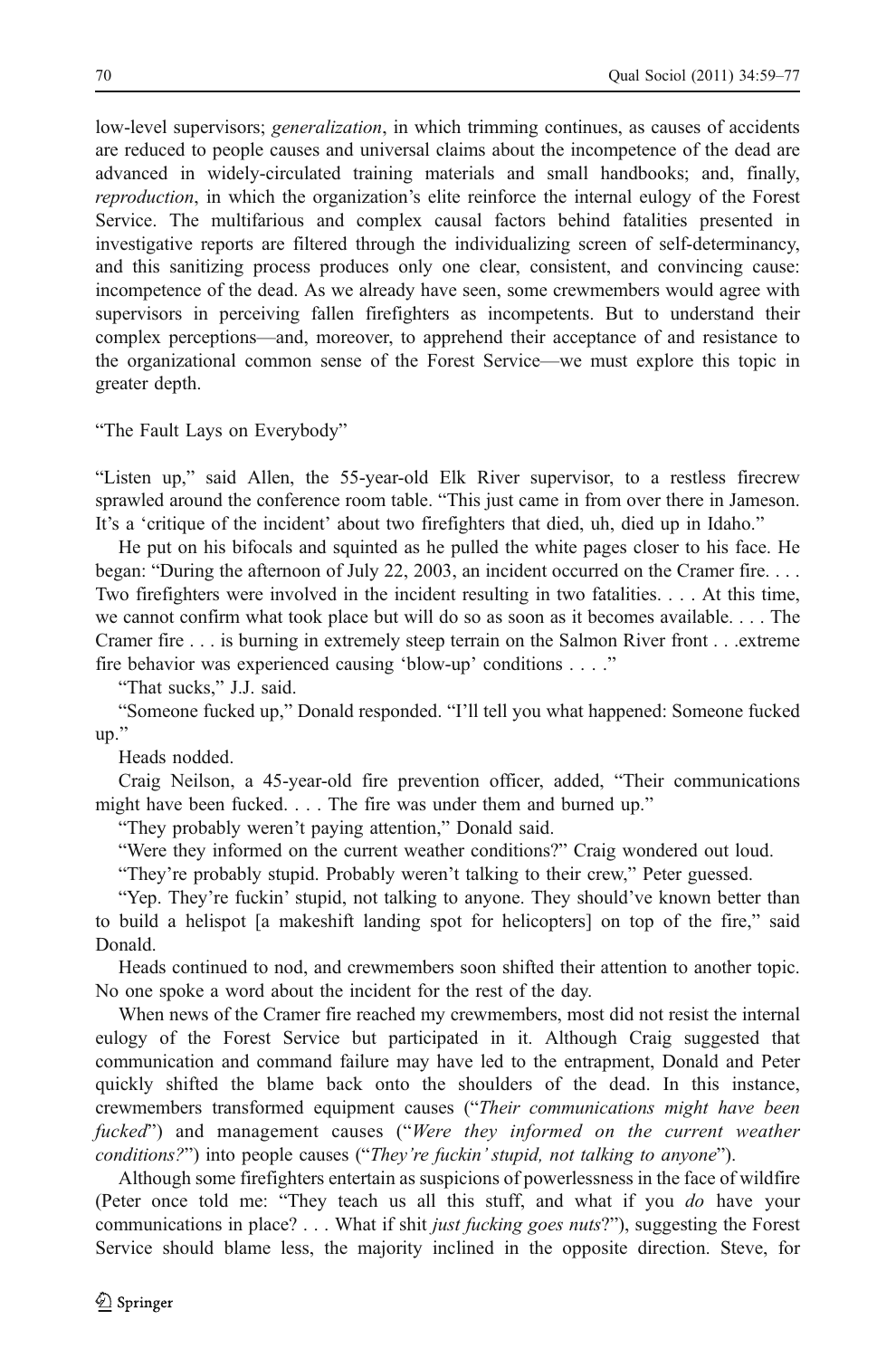low-level supervisors; *generalization*, in which trimming continues, as causes of accidents are reduced to people causes and universal claims about the incompetence of the dead are advanced in widely-circulated training materials and small handbooks; and, finally, *reproduction*, in which the organization's elite reinforce the internal eulogy of the Forest Service. The multifarious and complex causal factors behind fatalities presented in investigative reports are filtered through the individualizing screen of self-determinancy, and this sanitizing process produces only one clear, consistent, and convincing cause: incompetence of the dead. As we already have seen, some crewmembers would agree with supervisors in perceiving fallen firefighters as incompetents. But to understand their complex perceptions—and, moreover, to apprehend their acceptance of and resistance to the organizational common sense of the Forest Service—we must explore this topic in greater depth.

## "The Fault Lays on Everybody"

"Listen up," said Allen, the 55-year-old Elk River supervisor, to a restless firecrew sprawled around the conference room table. "This just came in from over there in Jameson. It's a 'critique of the incident' about two firefighters that died, uh, died up in Idaho."

He put on his bifocals and squinted as he pulled the white pages closer to his face. He began: "During the afternoon of July 22, 2003, an incident occurred on the Cramer fire. . . . Two firefighters were involved in the incident resulting in two fatalities. . . . At this time, we cannot confirm what took place but will do so as soon as it becomes available. . . . The Cramer fire . . . is burning in extremely steep terrain on the Salmon River front . . .extreme fire behavior was experienced causing 'blow-up' conditions . . . ."

"That sucks," J.J. said.

"Someone fucked up," Donald responded. "I'll tell you what happened: Someone fucked up."

Heads nodded.

Craig Neilson, a 45-year-old fire prevention officer, added, "Their communications might have been fucked. . . . The fire was under them and burned up."

"They probably weren't paying attention," Donald said.

"Were they informed on the current weather conditions?" Craig wondered out loud.

"They're probably stupid. Probably weren't talking to their crew," Peter guessed.

"Yep. They're fuckin' stupid, not talking to anyone. They should've known better than to build a helispot [a makeshift landing spot for helicopters] on top of the fire," said Donald.

Heads continued to nod, and crewmembers soon shifted their attention to another topic. No one spoke a word about the incident for the rest of the day.

When news of the Cramer fire reached my crewmembers, most did not resist the internal eulogy of the Forest Service but participated in it. Although Craig suggested that communication and command failure may have led to the entrapment, Donald and Peter quickly shifted the blame back onto the shoulders of the dead. In this instance, crewmembers transformed equipment causes ("*Their communications might have been fucked*") and management causes ("*Were they informed on the current weather conditions?*") into people causes ("*They're fuckin' stupid, not talking to anyone*").

Although some firefighters entertain as suspicions of powerlessness in the face of wildfire (Peter once told me: "They teach us all this stuff, and what if you *do* have your communications in place? . . . What if shit *just fucking goes nuts*?"), suggesting the Forest Service should blame less, the majority inclined in the opposite direction. Steve, for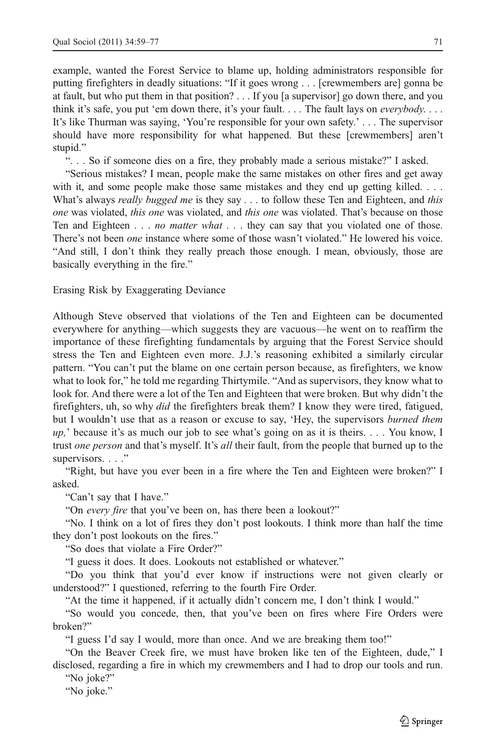example, wanted the Forest Service to blame up, holding administrators responsible for putting firefighters in deadly situations: "If it goes wrong . . . [crewmembers are] gonna be at fault, but who put them in that position? . . . If you [a supervisor] go down there, and you think it's safe, you put 'em down there, it's your fault. . . . The fault lays on *everybody*. . . . It's like Thurman was saying, 'You're responsible for your own safety.' . . . The supervisor should have more responsibility for what happened. But these [crewmembers] aren't stupid."

". . . So if someone dies on a fire, they probably made a serious mistake?" I asked.

"Serious mistakes? I mean, people make the same mistakes on other fires and get away with it, and some people make those same mistakes and they end up getting killed. . . . What's always *really bugged me* is they say . . . to follow these Ten and Eighteen, and *this one* was violated, *this one* was violated, and *this one* was violated. That's because on those Ten and Eighteen . . . *no matter what* . . . they can say that you violated one of those. There's not been *one* instance where some of those wasn't violated." He lowered his voice. "And still, I don't think they really preach those enough. I mean, obviously, those are basically everything in the fire."

### Erasing Risk by Exaggerating Deviance

Although Steve observed that violations of the Ten and Eighteen can be documented everywhere for anything—which suggests they are vacuous—he went on to reaffirm the importance of these firefighting fundamentals by arguing that the Forest Service should stress the Ten and Eighteen even more. J.J.'s reasoning exhibited a similarly circular pattern. "You can't put the blame on one certain person because, as firefighters, we know what to look for," he told me regarding Thirtymile. "And as supervisors, they know what to look for. And there were a lot of the Ten and Eighteen that were broken. But why didn't the firefighters, uh, so why *did* the firefighters break them? I know they were tired, fatigued, but I wouldn't use that as a reason or excuse to say, 'Hey, the supervisors *burned them up,*' because it's as much our job to see what's going on as it is theirs. . . . You know, I trust *one person* and that's myself. It's *all* their fault, from the people that burned up to the supervisors. . . ."

"Right, but have you ever been in a fire where the Ten and Eighteen were broken?" I asked.

"Can't say that I have."

"On *every fire* that you've been on, has there been a lookout?"

"No. I think on a lot of fires they don't post lookouts. I think more than half the time they don't post lookouts on the fires."

"So does that violate a Fire Order?"

"I guess it does. It does. Lookouts not established or whatever."

"Do you think that you'd ever know if instructions were not given clearly or understood?" I questioned, referring to the fourth Fire Order.

"At the time it happened, if it actually didn't concern me, I don't think I would."

"So would you concede, then, that you've been on fires where Fire Orders were broken?"

"I guess I'd say I would, more than once. And we are breaking them too!"

"On the Beaver Creek fire, we must have broken like ten of the Eighteen, dude," I disclosed, regarding a fire in which my crewmembers and I had to drop our tools and run.

"No joke?"

"No joke."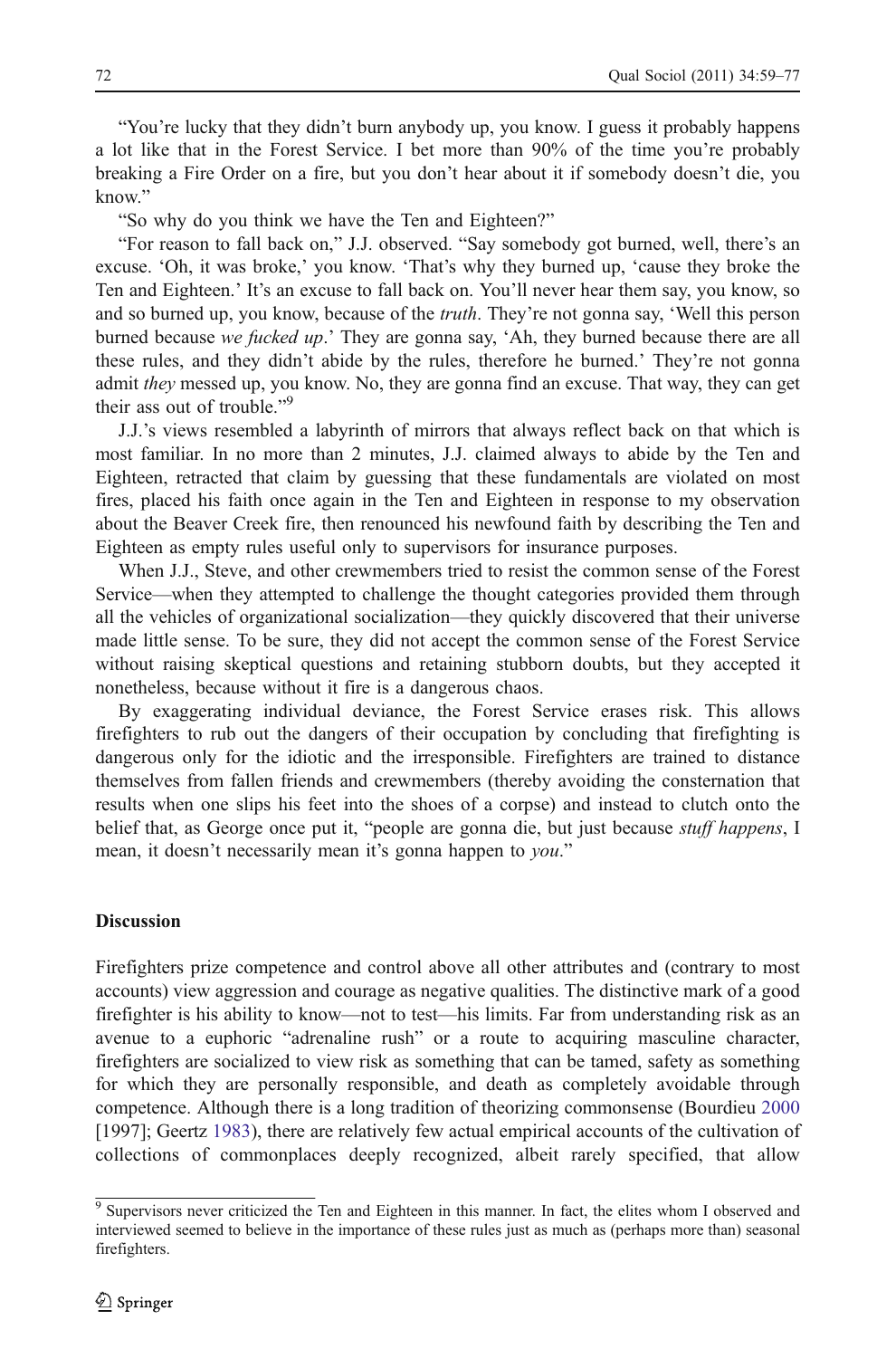"You're lucky that they didn't burn anybody up, you know. I guess it probably happens a lot like that in the Forest Service. I bet more than 90% of the time you're probably breaking a Fire Order on a fire, but you don't hear about it if somebody doesn't die, you know."

"So why do you think we have the Ten and Eighteen?"

"For reason to fall back on," J.J. observed. "Say somebody got burned, well, there's an excuse. 'Oh, it was broke,' you know. 'That's why they burned up, 'cause they broke the Ten and Eighteen.' It's an excuse to fall back on. You'll never hear them say, you know, so and so burned up, you know, because of the *truth*. They're not gonna say, 'Well this person burned because *we fucked up*.' They are gonna say, 'Ah, they burned because there are all these rules, and they didn't abide by the rules, therefore he burned.' They're not gonna admit *they* messed up, you know. No, they are gonna find an excuse. That way, they can get their ass out of trouble."[9]

J.J.'s views resembled a labyrinth of mirrors that always reflect back on that which is most familiar. In no more than 2 minutes, J.J. claimed always to abide by the Ten and Eighteen, retracted that claim by guessing that these fundamentals are violated on most fires, placed his faith once again in the Ten and Eighteen in response to my observation about the Beaver Creek fire, then renounced his newfound faith by describing the Ten and Eighteen as empty rules useful only to supervisors for insurance purposes.

When J.J., Steve, and other crewmembers tried to resist the common sense of the Forest Service—when they attempted to challenge the thought categories provided them through all the vehicles of organizational socialization—they quickly discovered that their universe made little sense. To be sure, they did not accept the common sense of the Forest Service without raising skeptical questions and retaining stubborn doubts, but they accepted it nonetheless, because without it fire is a dangerous chaos.

By exaggerating individual deviance, the Forest Service erases risk. This allows firefighters to rub out the dangers of their occupation by concluding that firefighting is dangerous only for the idiotic and the irresponsible. Firefighters are trained to distance themselves from fallen friends and crewmembers (thereby avoiding the consternation that results when one slips his feet into the shoes of a corpse) and instead to clutch onto the belief that, as George once put it, "people are gonna die, but just because *stuff happens*, I mean, it doesn't necessarily mean it's gonna happen to *you*."

## Discussion

Firefighters prize competence and control above all other attributes and (contrary to most accounts) view aggression and courage as negative qualities. The distinctive mark of a good firefighter is his ability to know—not to test—his limits. Far from understanding risk as an avenue to a euphoric "adrenaline rush" or a route to acquiring masculine character, firefighters are socialized to view risk as something that can be tamed, safety as something for which they are personally responsible, and death as completely avoidable through competence. Although there is a long tradition of theorizing commonsense (Bourdieu 2000 [1997]; Geertz 1983), there are relatively few actual empirical accounts of the cultivation of collections of commonplaces deeply recognized, albeit rarely specified, that allow

[9] Supervisors never criticized the Ten and Eighteen in this manner. In fact, the elites whom I observed and interviewed seemed to believe in the importance of these rules just as much as (perhaps more than) seasonal firefighters.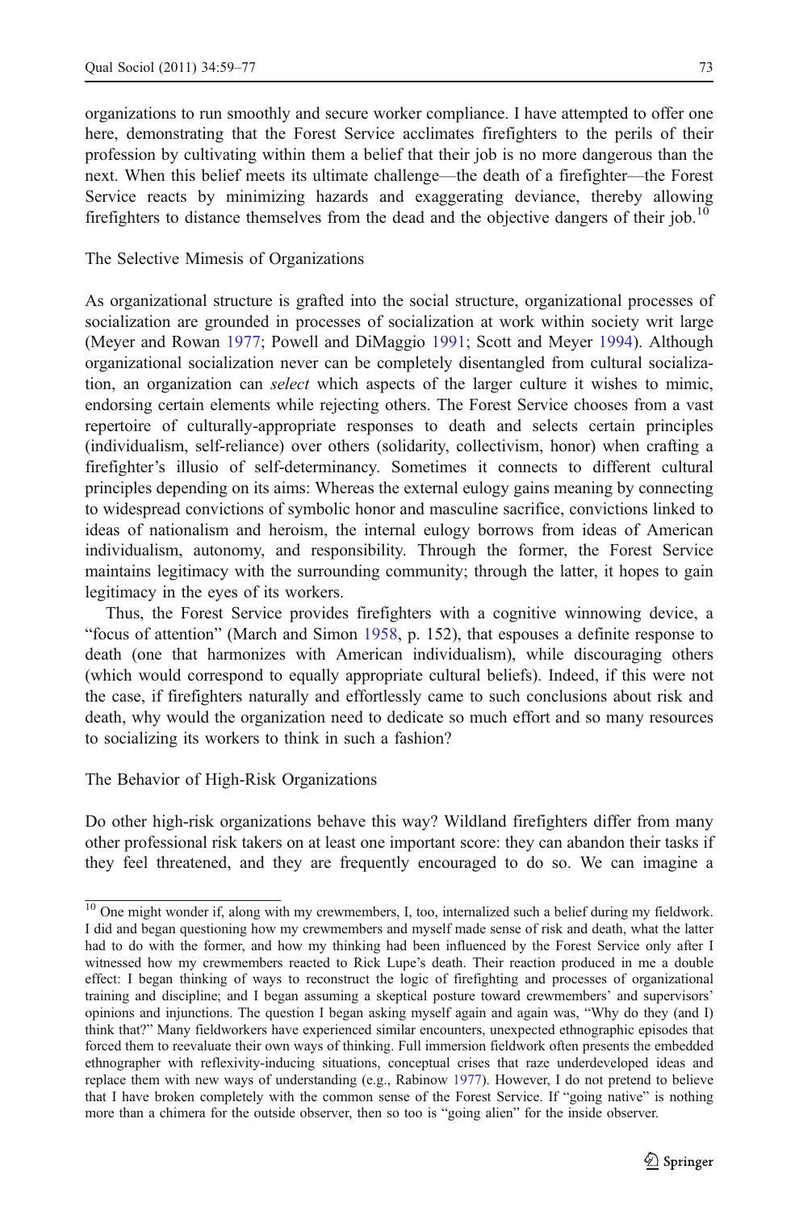organizations to run smoothly and secure worker compliance. I have attempted to offer one here, demonstrating that the Forest Service acclimates firefighters to the perils of their profession by cultivating within them a belief that their job is no more dangerous than the next. When this belief meets its ultimate challenge—the death of a firefighter—the Forest Service reacts by minimizing hazards and exaggerating deviance, thereby allowing firefighters to distance themselves from the dead and the objective dangers of their job.[10]

## The Selective Mimesis of Organizations

As organizational structure is grafted into the social structure, organizational processes of socialization are grounded in processes of socialization at work within society writ large (Meyer and Rowan 1977; Powell and DiMaggio 1991; Scott and Meyer 1994). Although organizational socialization never can be completely disentangled from cultural socialization, an organization can *select* which aspects of the larger culture it wishes to mimic, endorsing certain elements while rejecting others. The Forest Service chooses from a vast repertoire of culturally-appropriate responses to death and selects certain principles (individualism, self-reliance) over others (solidarity, collectivism, honor) when crafting a firefighter's illusio of self-determinancy. Sometimes it connects to different cultural principles depending on its aims: Whereas the external eulogy gains meaning by connecting to widespread convictions of symbolic honor and masculine sacrifice, convictions linked to ideas of nationalism and heroism, the internal eulogy borrows from ideas of American individualism, autonomy, and responsibility. Through the former, the Forest Service maintains legitimacy with the surrounding community; through the latter, it hopes to gain legitimacy in the eyes of its workers.

Thus, the Forest Service provides firefighters with a cognitive winnowing device, a "focus of attention" (March and Simon 1958, p. 152), that espouses a definite response to death (one that harmonizes with American individualism), while discouraging others (which would correspond to equally appropriate cultural beliefs). Indeed, if this were not the case, if firefighters naturally and effortlessly came to such conclusions about risk and death, why would the organization need to dedicate so much effort and so many resources to socializing its workers to think in such a fashion?

## The Behavior of High-Risk Organizations

Do other high-risk organizations behave this way? Wildland firefighters differ from many other professional risk takers on at least one important score: they can abandon their tasks if they feel threatened, and they are frequently encouraged to do so. We can imagine a

---

[10] One might wonder if, along with my crewmembers, I, too, internalized such a belief during my fieldwork. I did and began questioning how my crewmembers and myself made sense of risk and death, what the latter had to do with the former, and how my thinking had been influenced by the Forest Service only after I witnessed how my crewmembers reacted to Rick Lupe's death. Their reaction produced in me a double effect: I began thinking of ways to reconstruct the logic of firefighting and processes of organizational training and discipline; and I began assuming a skeptical posture toward crewmembers' and supervisors' opinions and injunctions. The question I began asking myself again and again was, "Why do they (and I) think that?" Many fieldworkers have experienced similar encounters, unexpected ethnographic episodes that forced them to reevaluate their own ways of thinking. Full immersion fieldwork often presents the embedded ethnographer with reflexivity-inducing situations, conceptual crises that raze underdeveloped ideas and replace them with new ways of understanding (e.g., Rabinow 1977). However, I do not pretend to believe that I have broken completely with the common sense of the Forest Service. If "going native" is nothing more than a chimera for the outside observer, then so too is "going alien" for the inside observer.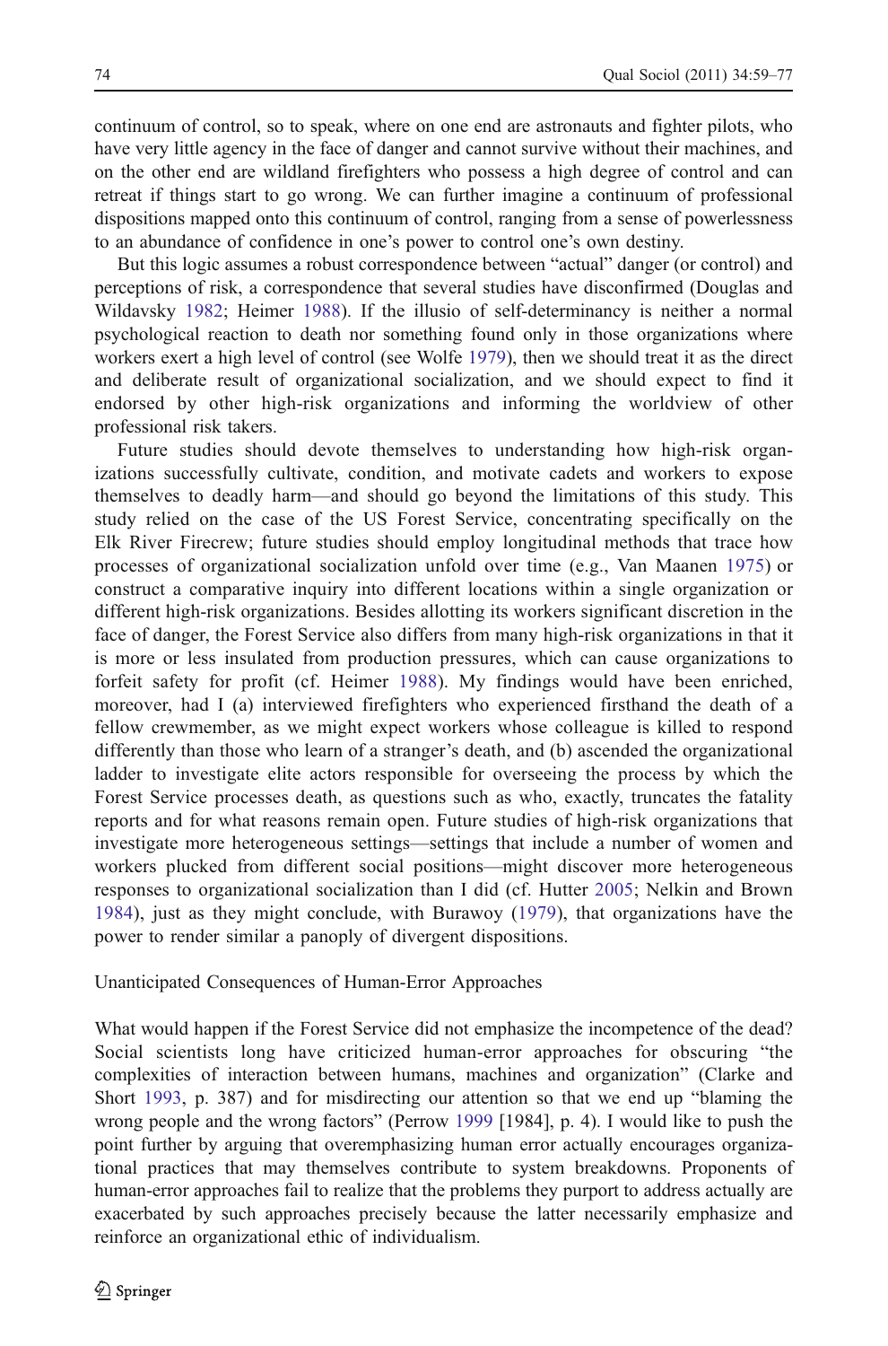continuum of control, so to speak, where on one end are astronauts and fighter pilots, who have very little agency in the face of danger and cannot survive without their machines, and on the other end are wildland firefighters who possess a high degree of control and can retreat if things start to go wrong. We can further imagine a continuum of professional dispositions mapped onto this continuum of control, ranging from a sense of powerlessness to an abundance of confidence in one's power to control one's own destiny.

But this logic assumes a robust correspondence between "actual" danger (or control) and perceptions of risk, a correspondence that several studies have disconfirmed (Douglas and Wildavsky 1982; Heimer 1988). If the illusio of self-determinancy is neither a normal psychological reaction to death nor something found only in those organizations where workers exert a high level of control (see Wolfe 1979), then we should treat it as the direct and deliberate result of organizational socialization, and we should expect to find it endorsed by other high-risk organizations and informing the worldview of other professional risk takers.

Future studies should devote themselves to understanding how high-risk organizations successfully cultivate, condition, and motivate cadets and workers to expose themselves to deadly harm—and should go beyond the limitations of this study. This study relied on the case of the US Forest Service, concentrating specifically on the Elk River Firecrew; future studies should employ longitudinal methods that trace how processes of organizational socialization unfold over time (e.g., Van Maanen 1975) or construct a comparative inquiry into different locations within a single organization or different high-risk organizations. Besides allotting its workers significant discretion in the face of danger, the Forest Service also differs from many high-risk organizations in that it is more or less insulated from production pressures, which can cause organizations to forfeit safety for profit (cf. Heimer 1988). My findings would have been enriched, moreover, had I (a) interviewed firefighters who experienced firsthand the death of a fellow crewmember, as we might expect workers whose colleague is killed to respond differently than those who learn of a stranger's death, and (b) ascended the organizational ladder to investigate elite actors responsible for overseeing the process by which the Forest Service processes death, as questions such as who, exactly, truncates the fatality reports and for what reasons remain open. Future studies of high-risk organizations that investigate more heterogeneous settings—settings that include a number of women and workers plucked from different social positions—might discover more heterogeneous responses to organizational socialization than I did (cf. Hutter 2005; Nelkin and Brown 1984), just as they might conclude, with Burawoy (1979), that organizations have the power to render similar a panoply of divergent dispositions.

### Unanticipated Consequences of Human-Error Approaches

What would happen if the Forest Service did not emphasize the incompetence of the dead? Social scientists long have criticized human-error approaches for obscuring "the complexities of interaction between humans, machines and organization" (Clarke and Short 1993, p. 387) and for misdirecting our attention so that we end up "blaming the wrong people and the wrong factors" (Perrow 1999 [1984], p. 4). I would like to push the point further by arguing that overemphasizing human error actually encourages organizational practices that may themselves contribute to system breakdowns. Proponents of human-error approaches fail to realize that the problems they purport to address actually are exacerbated by such approaches precisely because the latter necessarily emphasize and reinforce an organizational ethic of individualism.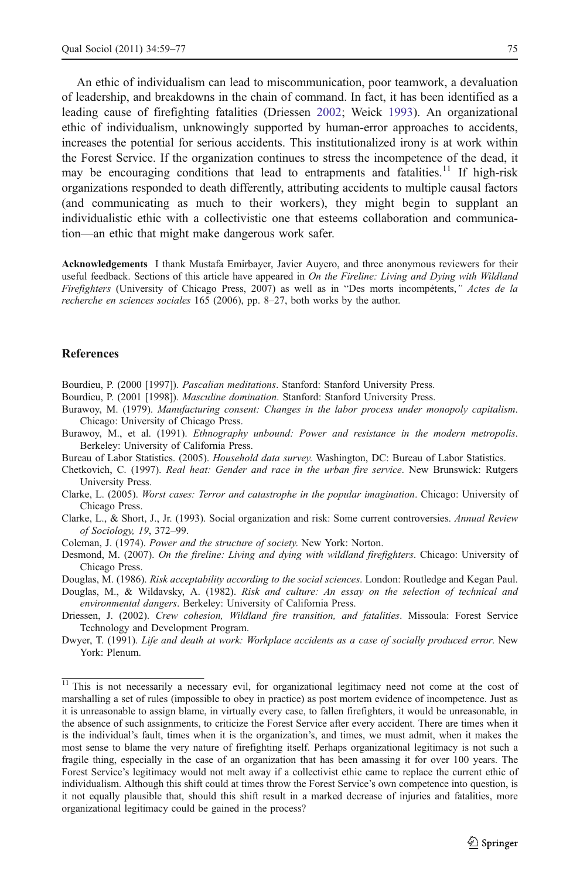An ethic of individualism can lead to miscommunication, poor teamwork, a devaluation of leadership, and breakdowns in the chain of command. In fact, it has been identified as a leading cause of firefighting fatalities (Driessen 2002; Weick 1993). An organizational ethic of individualism, unknowingly supported by human-error approaches to accidents, increases the potential for serious accidents. This institutionalized irony is at work within the Forest Service. If the organization continues to stress the incompetence of the dead, it may be encouraging conditions that lead to entrapments and fatalities.[11] If high-risk organizations responded to death differently, attributing accidents to multiple causal factors (and communicating as much to their workers), they might begin to supplant an individualistic ethic with a collectivistic one that esteems collaboration and communication—an ethic that might make dangerous work safer.

**Acknowledgements** I thank Mustafa Emirbayer, Javier Auyero, and three anonymous reviewers for their useful feedback. Sections of this article have appeared in *On the Fireline: Living and Dying with Wildland Firefighters* (University of Chicago Press, 2007) as well as in "Des morts incompétents," *Actes de la recherche en sciences sociales* 165 (2006), pp. 8–27, both works by the author.

## References

Bourdieu, P. (2000 [1997]). *Pascalian meditations*. Stanford: Stanford University Press.

Bourdieu, P. (2001 [1998]). *Masculine domination*. Stanford: Stanford University Press.

Burawoy, M. (1979). *Manufacturing consent: Changes in the labor process under monopoly capitalism*. Chicago: University of Chicago Press.

Burawoy, M., et al. (1991). *Ethnography unbound: Power and resistance in the modern metropolis*. Berkeley: University of California Press.

Bureau of Labor Statistics. (2005). *Household data survey*. Washington, DC: Bureau of Labor Statistics.

Chetkovich, C. (1997). *Real heat: Gender and race in the urban fire service*. New Brunswick: Rutgers University Press.

Clarke, L. (2005). *Worst cases: Terror and catastrophe in the popular imagination*. Chicago: University of Chicago Press.

Clarke, L., & Short, J., Jr. (1993). Social organization and risk: Some current controversies. *Annual Review of Sociology, 19*, 372–99.

Coleman, J. (1974). *Power and the structure of society*. New York: Norton.

Desmond, M. (2007). *On the fireline: Living and dying with wildland firefighters*. Chicago: University of Chicago Press.

Douglas, M. (1986). *Risk acceptability according to the social sciences*. London: Routledge and Kegan Paul.

Douglas, M., & Wildavsky, A. (1982). *Risk and culture: An essay on the selection of technical and environmental dangers*. Berkeley: University of California Press.

Driessen, J. (2002). *Crew cohesion, Wildland fire transition, and fatalities*. Missoula: Forest Service Technology and Development Program.

Dwyer, T. (1991). *Life and death at work: Workplace accidents as a case of socially produced error*. New York: Plenum.

[11] This is not necessarily a necessary evil, for organizational legitimacy need not come at the cost of marshalling a set of rules (impossible to obey in practice) as post mortem evidence of incompetence. Just as it is unreasonable to assign blame, in virtually every case, to fallen firefighters, it would be unreasonable, in the absence of such assignments, to criticize the Forest Service after every accident. There are times when it is the individual's fault, times when it is the organization's, and times, we must admit, when it makes the most sense to blame the very nature of firefighting itself. Perhaps organizational legitimacy is not such a fragile thing, especially in the case of an organization that has been amassing it for over 100 years. The Forest Service's legitimacy would not melt away if a collectivist ethic came to replace the current ethic of individualism. Although this shift could at times throw the Forest Service's own competence into question, is it not equally plausible that, should this shift result in a marked decrease of injuries and fatalities, more organizational legitimacy could be gained in the process?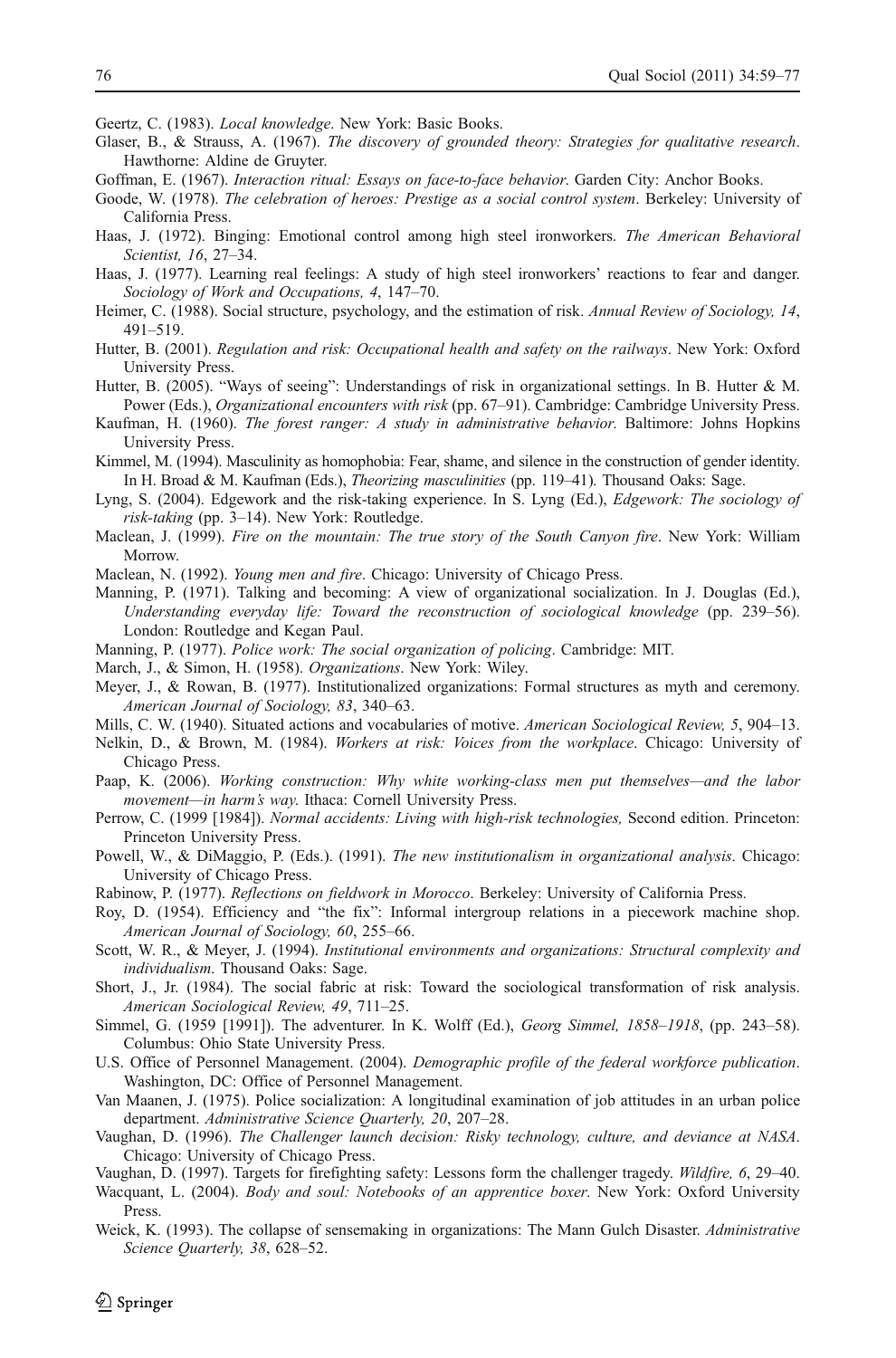Geertz, C. (1983). *Local knowledge*. New York: Basic Books.

Glaser, B., & Strauss, A. (1967). *The discovery of grounded theory: Strategies for qualitative research*. Hawthorne: Aldine de Gruyter.

Goffman, E. (1967). *Interaction ritual: Essays on face-to-face behavior*. Garden City: Anchor Books.

Goode, W. (1978). *The celebration of heroes: Prestige as a social control system*. Berkeley: University of California Press.

Haas, J. (1972). Binging: Emotional control among high steel ironworkers. *The American Behavioral Scientist, 16*, 27–34.

Haas, J. (1977). Learning real feelings: A study of high steel ironworkers' reactions to fear and danger. *Sociology of Work and Occupations, 4*, 147–70.

Heimer, C. (1988). Social structure, psychology, and the estimation of risk. *Annual Review of Sociology, 14*, 491–519.

Hutter, B. (2001). *Regulation and risk: Occupational health and safety on the railways*. New York: Oxford University Press.

Hutter, B. (2005). "Ways of seeing": Understandings of risk in organizational settings. In B. Hutter & M. Power (Eds.), *Organizational encounters with risk* (pp. 67–91). Cambridge: Cambridge University Press.

Kaufman, H. (1960). *The forest ranger: A study in administrative behavior.* Baltimore: Johns Hopkins University Press.

Kimmel, M. (1994). Masculinity as homophobia: Fear, shame, and silence in the construction of gender identity. In H. Broad & M. Kaufman (Eds.), *Theorizing masculinities* (pp. 119–41). Thousand Oaks: Sage.

Lyng, S. (2004). Edgework and the risk-taking experience. In S. Lyng (Ed.), *Edgework: The sociology of risk-taking* (pp. 3–14). New York: Routledge.

Maclean, J. (1999). *Fire on the mountain: The true story of the South Canyon fire*. New York: William Morrow.

Maclean, N. (1992). *Young men and fire*. Chicago: University of Chicago Press.

Manning, P. (1971). Talking and becoming: A view of organizational socialization. In J. Douglas (Ed.), *Understanding everyday life: Toward the reconstruction of sociological knowledge* (pp. 239–56). London: Routledge and Kegan Paul.

Manning, P. (1977). *Police work: The social organization of policing*. Cambridge: MIT.

March, J., & Simon, H. (1958). *Organizations*. New York: Wiley.

Meyer, J., & Rowan, B. (1977). Institutionalized organizations: Formal structures as myth and ceremony. *American Journal of Sociology, 83*, 340–63.

Mills, C. W. (1940). Situated actions and vocabularies of motive. *American Sociological Review, 5*, 904–13.

Nelkin, D., & Brown, M. (1984). *Workers at risk: Voices from the workplace*. Chicago: University of Chicago Press.

Paap, K. (2006). *Working construction: Why white working-class men put themselves—and the labor movement—in harm's way*. Ithaca: Cornell University Press.

Perrow, C. (1999 [1984]). *Normal accidents: Living with high-risk technologies,* Second edition. Princeton: Princeton University Press.

Powell, W., & DiMaggio, P. (Eds.). (1991). *The new institutionalism in organizational analysis*. Chicago: University of Chicago Press.

Rabinow, P. (1977). *Reflections on fieldwork in Morocco*. Berkeley: University of California Press.

Roy, D. (1954). Efficiency and "the fix": Informal intergroup relations in a piecework machine shop. *American Journal of Sociology, 60*, 255–66.

Scott, W. R., & Meyer, J. (1994). *Institutional environments and organizations: Structural complexity and individualism*. Thousand Oaks: Sage.

Short, J., Jr. (1984). The social fabric at risk: Toward the sociological transformation of risk analysis. *American Sociological Review, 49*, 711–25.

Simmel, G. (1959 [1991]). The adventurer. In K. Wolff (Ed.), *Georg Simmel, 1858–1918*, (pp. 243–58). Columbus: Ohio State University Press.

U.S. Office of Personnel Management. (2004). *Demographic profile of the federal workforce publication*. Washington, DC: Office of Personnel Management.

Van Maanen, J. (1975). Police socialization: A longitudinal examination of job attitudes in an urban police department. *Administrative Science Quarterly, 20*, 207–28.

Vaughan, D. (1996). *The Challenger launch decision: Risky technology, culture, and deviance at NASA*. Chicago: University of Chicago Press.

Vaughan, D. (1997). Targets for firefighting safety: Lessons form the challenger tragedy. *Wildfire, 6*, 29–40.

Wacquant, L. (2004). *Body and soul: Notebooks of an apprentice boxer*. New York: Oxford University Press.

Weick, K. (1993). The collapse of sensemaking in organizations: The Mann Gulch Disaster. *Administrative Science Quarterly, 38*, 628–52.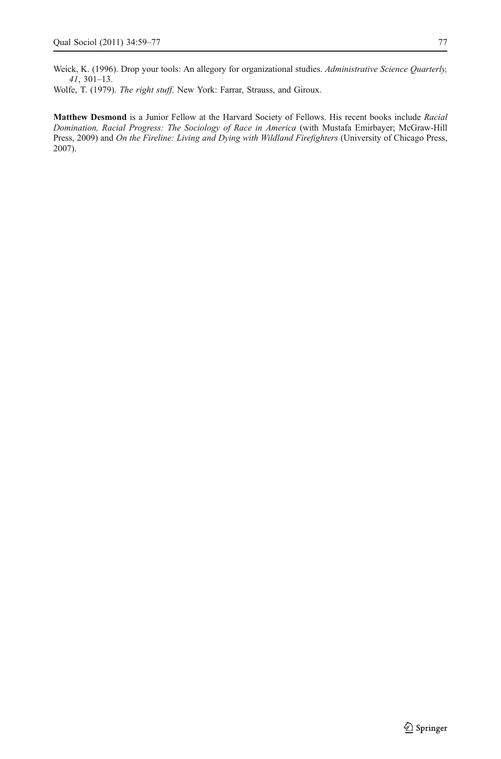Weick, K. (1996). Drop your tools: An allegory for organizational studies. *Administrative Science Quarterly, 41*, 301–13.

Wolfe, T. (1979). *The right stuff*. New York: Farrar, Strauss, and Giroux.

**Matthew Desmond** is a Junior Fellow at the Harvard Society of Fellows. His recent books include *Racial Domination, Racial Progress: The Sociology of Race in America* (with Mustafa Emirbayer; McGraw-Hill Press, 2009) and *On the Fireline: Living and Dying with Wildland Firefighters* (University of Chicago Press, 2007).